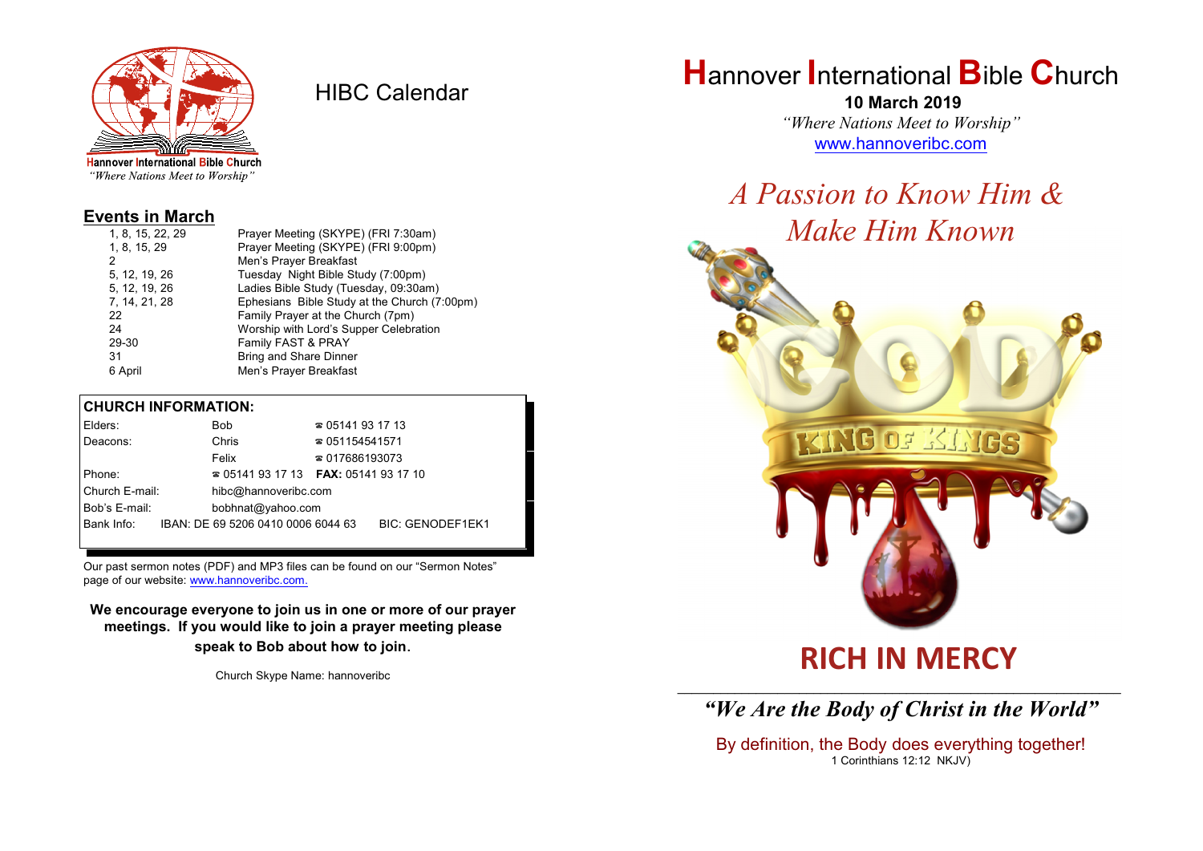Hannover International Bible Church
*"Where Nations Meet to Worship"*

# HIBC Calendar

## Events in March

| | |
|---|---|
| 1, 8, 15, 22, 29 | Prayer Meeting (SKYPE) (FRI 7:30am) |
| 1, 8, 15, 29 | Prayer Meeting (SKYPE) (FRI 9:00pm) |
| 2 | Men's Prayer Breakfast |
| 5, 12, 19, 26 | Tuesday Night Bible Study (7:00pm) |
| 5, 12, 19, 26 | Ladies Bible Study (Tuesday, 09:30am) |
| 7, 14, 21, 28 | Ephesians Bible Study at the Church (7:00pm) |
| 22 | Family Prayer at the Church (7pm) |
| 24 | Worship with Lord's Supper Celebration |
| 29-30 | Family FAST & PRAY |
| 31 | Bring and Share Dinner |
| 6 April | Men's Prayer Breakfast |

## CHURCH INFORMATION:

| | | |
|---|---|---|
| Elders: | Bob | ☎ 05141 93 17 13 |
| Deacons: | Chris | ☎ 051154541571 |
| | Felix | ☎ 017686193073 |
| Phone: | ☎ 05141 93 17 13 | **FAX:** 05141 93 17 10 |
| Church E-mail: | hibc@hannoveribc.com | |
| Bob's E-mail: | bobhnat@yahoo.com | |
| Bank Info: | IBAN: DE 69 5206 0410 0006 6044 63 | BIC: GENODEF1EK1 |

Our past sermon notes (PDF) and MP3 files can be found on our "Sermon Notes" page of our website: www.hannoveribc.com.

**We encourage everyone to join us in one or more of our prayer meetings. If you would like to join a prayer meeting please speak to Bob about how to join.**

Church Skype Name: hannoveribc

# Hannover International Bible Church

**10 March 2019**

*"Where Nations Meet to Worship"*

www.hannoveribc.com

## *A Passion to Know Him & Make Him Known*

# RICH IN MERCY

### *"We Are the Body of Christ in the World"*

By definition, the Body does everything together!
1 Corinthians 12:12 NKJV)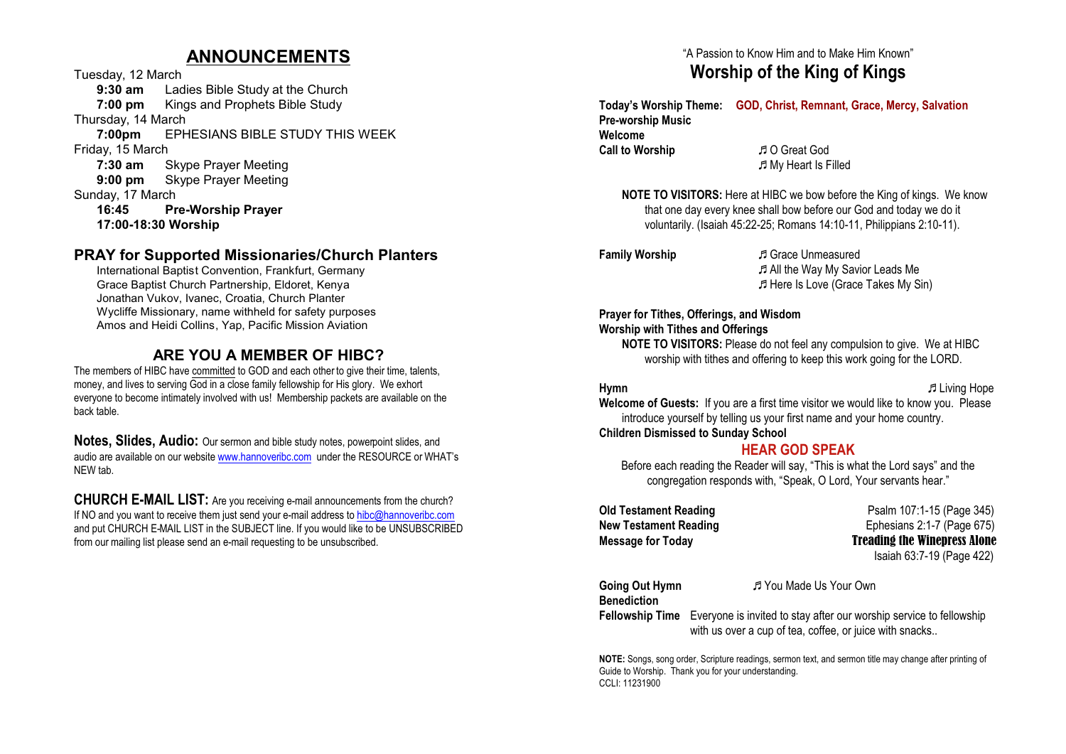## ANNOUNCEMENTS

Tuesday, 12 March

- **9:30 am** Ladies Bible Study at the Church
- **7:00 pm** Kings and Prophets Bible Study

Thursday, 14 March

- **7:00pm** EPHESIANS BIBLE STUDY THIS WEEK

Friday, 15 March

- **7:30 am** Skype Prayer Meeting
- **9:00 pm** Skype Prayer Meeting

Sunday, 17 March

- **16:45 Pre-Worship Prayer**
- **17:00-18:30 Worship**

## PRAY for Supported Missionaries/Church Planters

International Baptist Convention, Frankfurt, Germany
Grace Baptist Church Partnership, Eldoret, Kenya
Jonathan Vukov, Ivanec, Croatia, Church Planter
Wycliffe Missionary, name withheld for safety purposes
Amos and Heidi Collins, Yap, Pacific Mission Aviation

## ARE YOU A MEMBER OF HIBC?

The members of HIBC have committed to GOD and each other to give their time, talents, money, and lives to serving God in a close family fellowship for His glory. We exhort everyone to become intimately involved with us! Membership packets are available on the back table.

**Notes, Slides, Audio:** Our sermon and bible study notes, powerpoint slides, and audio are available on our website www.hannoveribc.com under the RESOURCE or WHAT's NEW tab.

**CHURCH E-MAIL LIST:** Are you receiving e-mail announcements from the church? If NO and you want to receive them just send your e-mail address to hibc@hannoveribc.com and put CHURCH E-MAIL LIST in the SUBJECT line. If you would like to be UNSUBSCRIBED from our mailing list please send an e-mail requesting to be unsubscribed.

"A Passion to Know Him and to Make Him Known"

# Worship of the King of Kings

**Today's Worship Theme:** **GOD, Christ, Remnant, Grace, Mercy, Salvation**

**Pre-worship Music**

**Welcome**

**Call to Worship** ♬ O Great God
♬ My Heart Is Filled

**NOTE TO VISITORS:** Here at HIBC we bow before the King of kings. We know that one day every knee shall bow before our God and today we do it voluntarily. (Isaiah 45:22-25; Romans 14:10-11, Philippians 2:10-11).

**Family Worship** ♬ Grace Unmeasured
♬ All the Way My Savior Leads Me
♬ Here Is Love (Grace Takes My Sin)

**Prayer for Tithes, Offerings, and Wisdom**

**Worship with Tithes and Offerings**

**NOTE TO VISITORS:** Please do not feel any compulsion to give. We at HIBC worship with tithes and offering to keep this work going for the LORD.

**Hymn** ♬ Living Hope

**Welcome of Guests:** If you are a first time visitor we would like to know you. Please introduce yourself by telling us your first name and your home country.

**Children Dismissed to Sunday School**

## HEAR GOD SPEAK

Before each reading the Reader will say, "This is what the Lord says" and the congregation responds with, "Speak, O Lord, Your servants hear."

**Old Testament Reading** Psalm 107:1-15 (Page 345)

**New Testament Reading** Ephesians 2:1-7 (Page 675)

**Message for Today** **Treading the Winepress Alone**
Isaiah 63:7-19 (Page 422)

**Going Out Hymn** ♬ You Made Us Your Own

**Benediction**

**Fellowship Time** Everyone is invited to stay after our worship service to fellowship with us over a cup of tea, coffee, or juice with snacks..

**NOTE:** Songs, song order, Scripture readings, sermon text, and sermon title may change after printing of Guide to Worship. Thank you for your understanding.
CCLI: 11231900